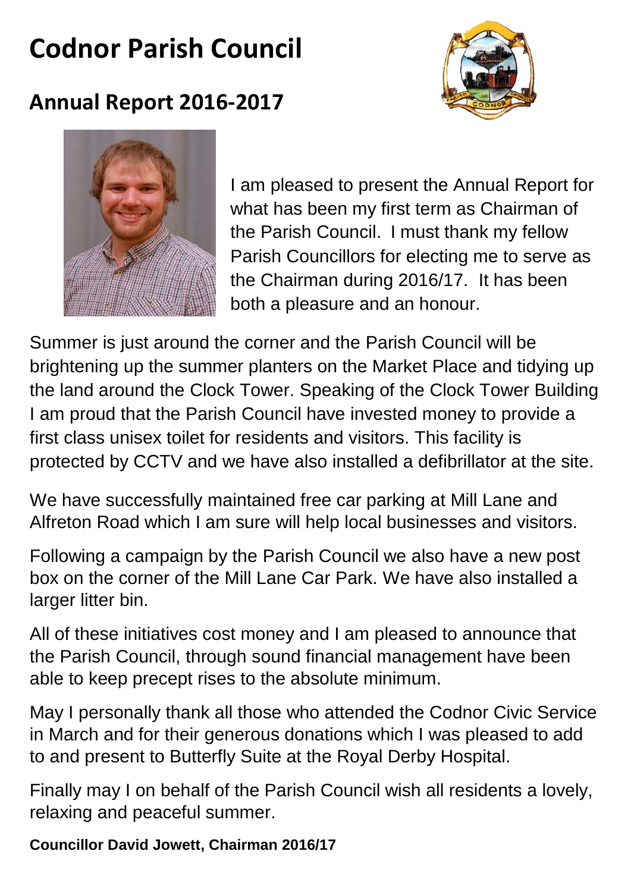# Codnor Parish Council

## Annual Report 2016-2017

I am pleased to present the Annual Report for what has been my first term as Chairman of the Parish Council. I must thank my fellow Parish Councillors for electing me to serve as the Chairman during 2016/17. It has been both a pleasure and an honour.

Summer is just around the corner and the Parish Council will be brightening up the summer planters on the Market Place and tidying up the land around the Clock Tower. Speaking of the Clock Tower Building I am proud that the Parish Council have invested money to provide a first class unisex toilet for residents and visitors. This facility is protected by CCTV and we have also installed a defibrillator at the site.

We have successfully maintained free car parking at Mill Lane and Alfreton Road which I am sure will help local businesses and visitors.

Following a campaign by the Parish Council we also have a new post box on the corner of the Mill Lane Car Park. We have also installed a larger litter bin.

All of these initiatives cost money and I am pleased to announce that the Parish Council, through sound financial management have been able to keep precept rises to the absolute minimum.

May I personally thank all those who attended the Codnor Civic Service in March and for their generous donations which I was pleased to add to and present to Butterfly Suite at the Royal Derby Hospital.

Finally may I on behalf of the Parish Council wish all residents a lovely, relaxing and peaceful summer.

**Councillor David Jowett, Chairman 2016/17**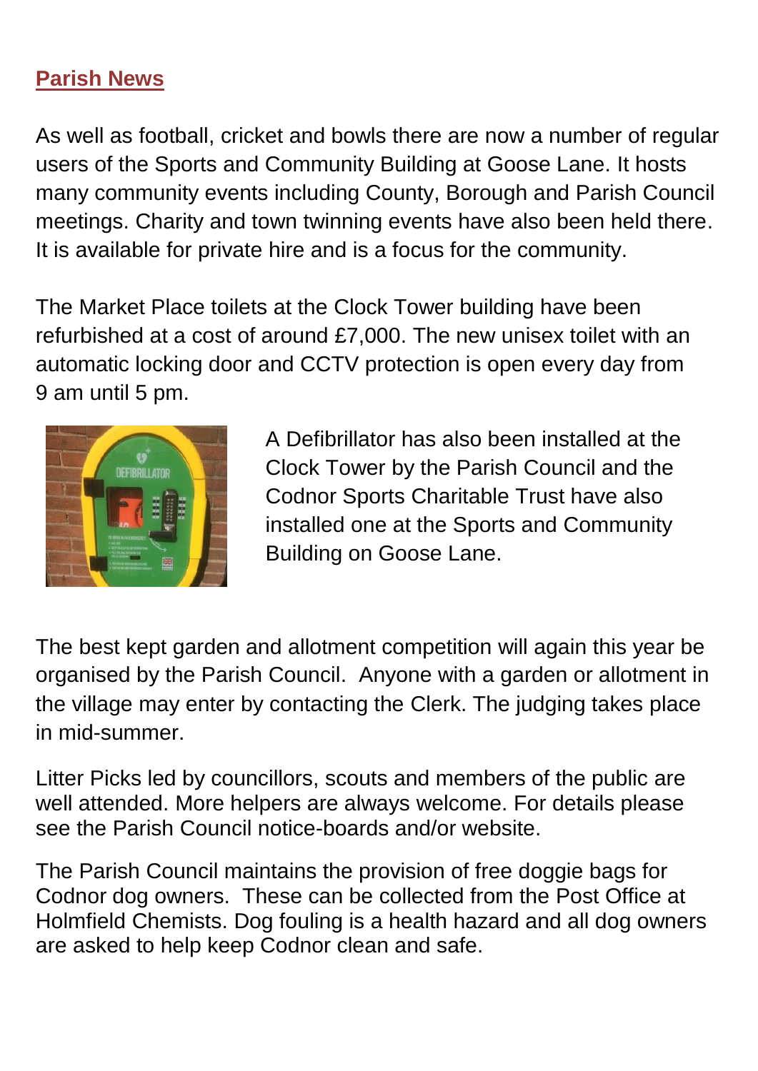## Parish News

As well as football, cricket and bowls there are now a number of regular users of the Sports and Community Building at Goose Lane. It hosts many community events including County, Borough and Parish Council meetings. Charity and town twinning events have also been held there. It is available for private hire and is a focus for the community.

The Market Place toilets at the Clock Tower building have been refurbished at a cost of around £7,000. The new unisex toilet with an automatic locking door and CCTV protection is open every day from 9 am until 5 pm.

A Defibrillator has also been installed at the Clock Tower by the Parish Council and the Codnor Sports Charitable Trust have also installed one at the Sports and Community Building on Goose Lane.

The best kept garden and allotment competition will again this year be organised by the Parish Council. Anyone with a garden or allotment in the village may enter by contacting the Clerk. The judging takes place in mid-summer.

Litter Picks led by councillors, scouts and members of the public are well attended. More helpers are always welcome. For details please see the Parish Council notice-boards and/or website.

The Parish Council maintains the provision of free doggie bags for Codnor dog owners. These can be collected from the Post Office at Holmfield Chemists. Dog fouling is a health hazard and all dog owners are asked to help keep Codnor clean and safe.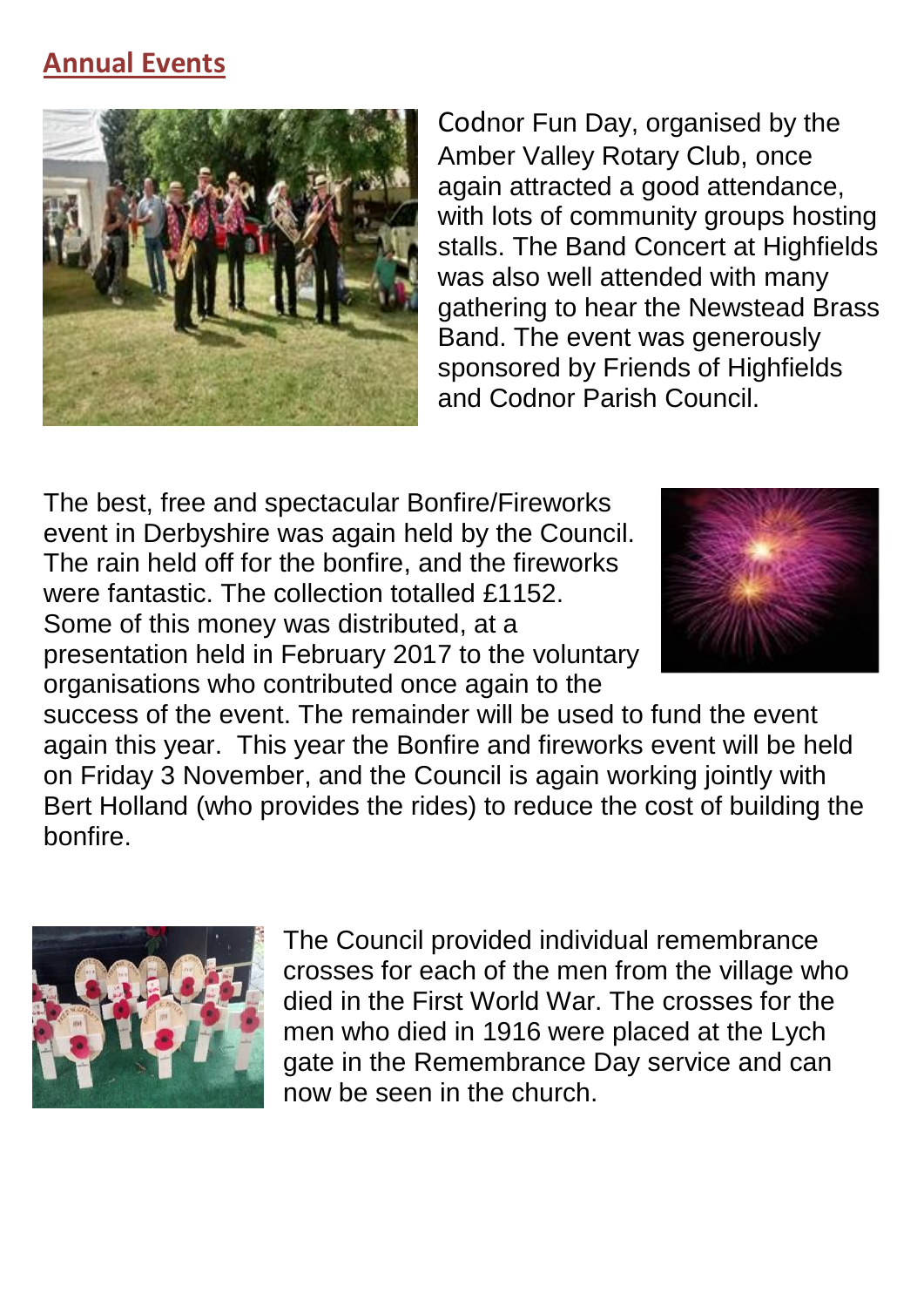## Annual Events

Codnor Fun Day, organised by the Amber Valley Rotary Club, once again attracted a good attendance, with lots of community groups hosting stalls. The Band Concert at Highfields was also well attended with many gathering to hear the Newstead Brass Band. The event was generously sponsored by Friends of Highfields and Codnor Parish Council.

The best, free and spectacular Bonfire/Fireworks event in Derbyshire was again held by the Council. The rain held off for the bonfire, and the fireworks were fantastic. The collection totalled £1152. Some of this money was distributed, at a presentation held in February 2017 to the voluntary organisations who contributed once again to the success of the event. The remainder will be used to fund the event again this year. This year the Bonfire and fireworks event will be held on Friday 3 November, and the Council is again working jointly with Bert Holland (who provides the rides) to reduce the cost of building the bonfire.

The Council provided individual remembrance crosses for each of the men from the village who died in the First World War. The crosses for the men who died in 1916 were placed at the Lych gate in the Remembrance Day service and can now be seen in the church.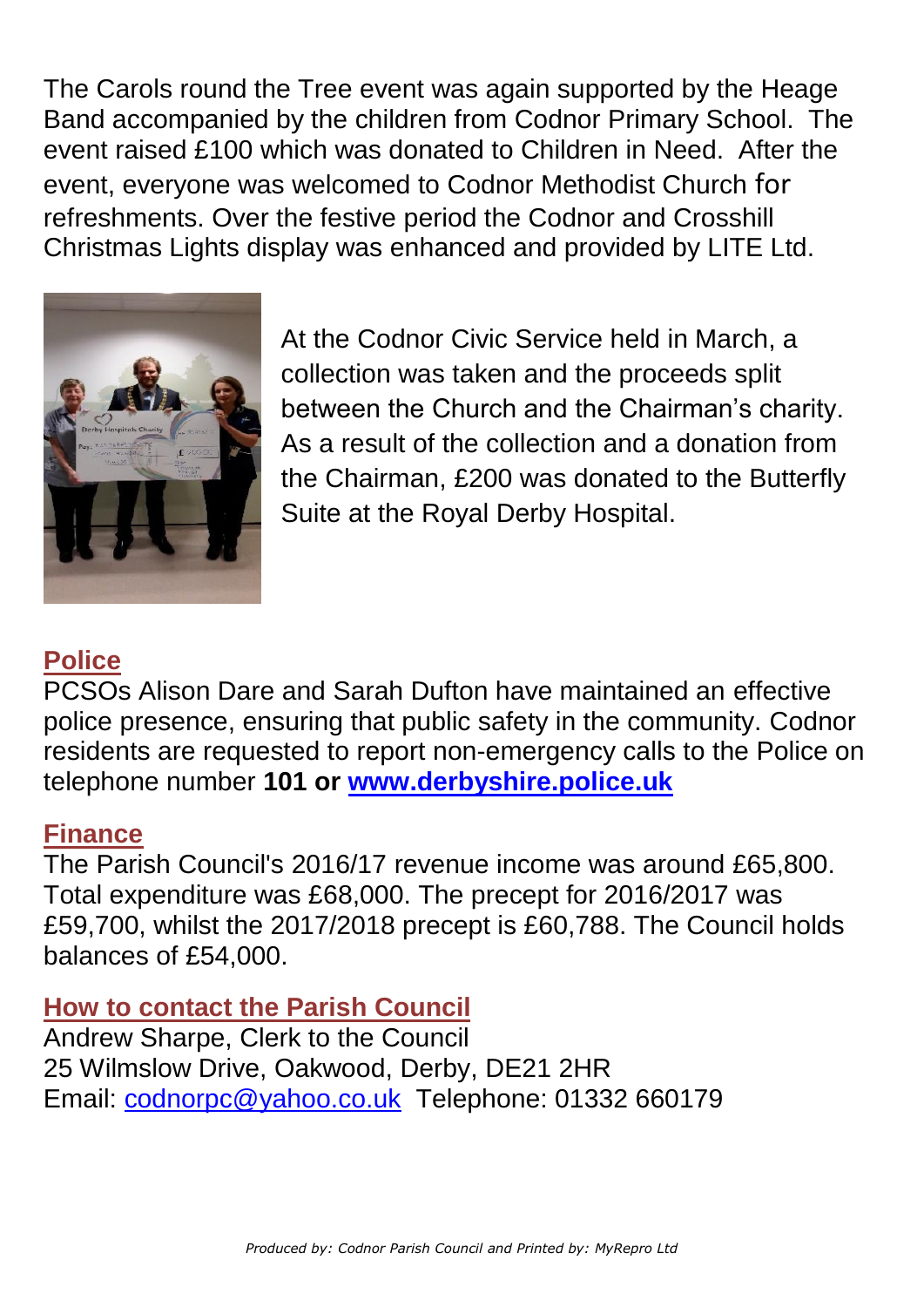The Carols round the Tree event was again supported by the Heage Band accompanied by the children from Codnor Primary School. The event raised £100 which was donated to Children in Need. After the event, everyone was welcomed to Codnor Methodist Church for refreshments. Over the festive period the Codnor and Crosshill Christmas Lights display was enhanced and provided by LITE Ltd.

At the Codnor Civic Service held in March, a collection was taken and the proceeds split between the Church and the Chairman's charity. As a result of the collection and a donation from the Chairman, £200 was donated to the Butterfly Suite at the Royal Derby Hospital.

## Police

PCSOs Alison Dare and Sarah Dufton have maintained an effective police presence, ensuring that public safety in the community. Codnor residents are requested to report non-emergency calls to the Police on telephone number **101 or [www.derbyshire.police.uk](http://www.derbyshire.police.uk)**

## Finance

The Parish Council's 2016/17 revenue income was around £65,800. Total expenditure was £68,000. The precept for 2016/2017 was £59,700, whilst the 2017/2018 precept is £60,788. The Council holds balances of £54,000.

## How to contact the Parish Council

Andrew Sharpe, Clerk to the Council
25 Wilmslow Drive, Oakwood, Derby, DE21 2HR
Email: [codnorpc@yahoo.co.uk](mailto:codnorpc@yahoo.co.uk) Telephone: 01332 660179

*Produced by: Codnor Parish Council and Printed by: MyRepro Ltd*